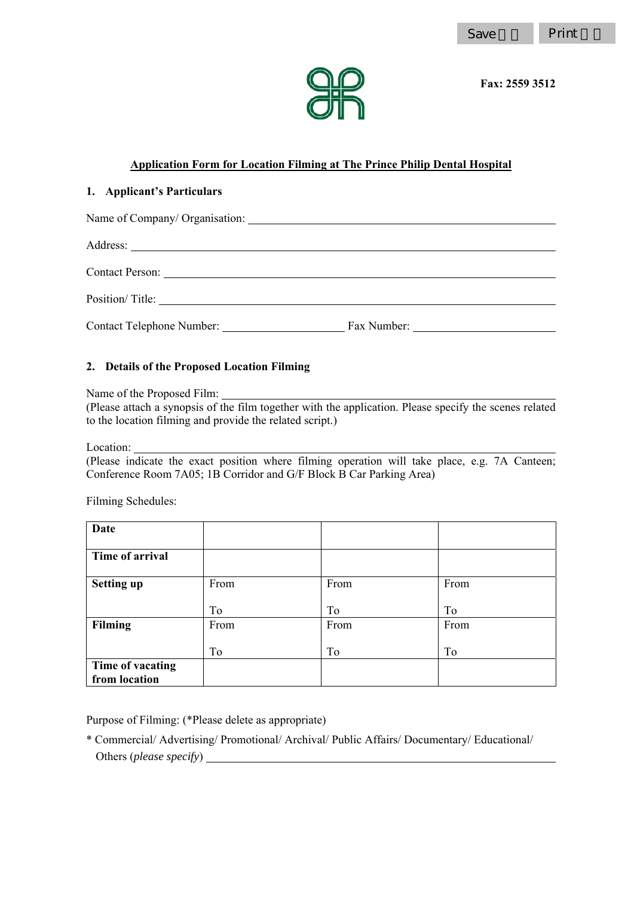Fax: 2559 3512

# Application Form for Location Filming at The Prince Philip Dental Hospital

## 1. Applicant's Particulars

Name of Company/ Organisation: ______________________________

Address: ______________________________

Contact Person: ______________________________

Position/ Title: ______________________________

Contact Telephone Number: ____________ Fax Number: ____________

## 2. Details of the Proposed Location Filming

Name of the Proposed Film: ______________________________
(Please attach a synopsis of the film together with the application. Please specify the scenes related to the location filming and provide the related script.)

Location: ______________________________
(Please indicate the exact position where filming operation will take place, e.g. 7A Canteen; Conference Room 7A05; 1B Corridor and G/F Block B Car Parking Area)

Filming Schedules:

| **Date** | | | |
|---|---|---|---|
| **Time of arrival** | | | |
| **Setting up** | From<br>To | From<br>To | From<br>To |
| **Filming** | From<br>To | From<br>To | From<br>To |
| **Time of vacating from location** | | | |

Purpose of Filming: (*Please delete as appropriate)

* Commercial/ Advertising/ Promotional/ Archival/ Public Affairs/ Documentary/ Educational/ Others (*please specify*) ______________________________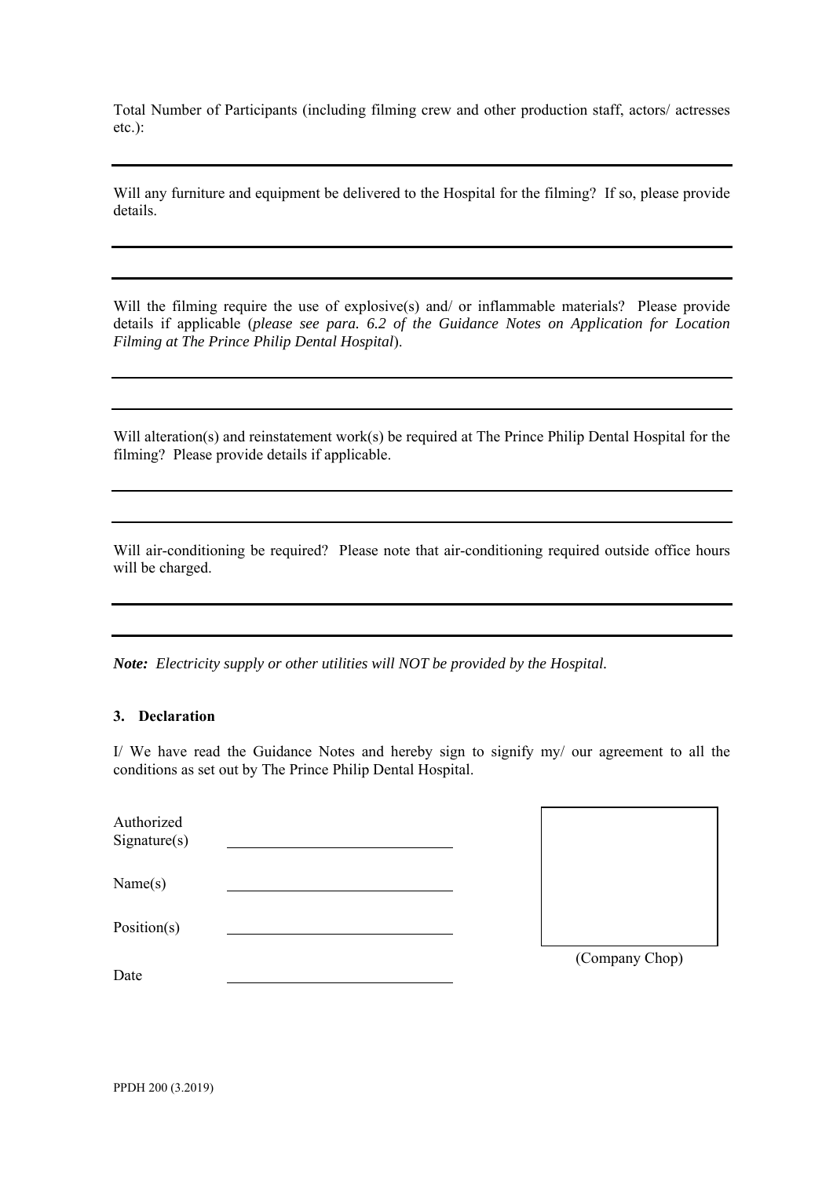Total Number of Participants (including filming crew and other production staff, actors/ actresses etc.):

---

Will any furniture and equipment be delivered to the Hospital for the filming? If so, please provide details.

---

---

Will the filming require the use of explosive(s) and/ or inflammable materials? Please provide details if applicable (*please see para. 6.2 of the Guidance Notes on Application for Location Filming at The Prince Philip Dental Hospital*).

---

---

Will alteration(s) and reinstatement work(s) be required at The Prince Philip Dental Hospital for the filming? Please provide details if applicable.

---

---

Will air-conditioning be required? Please note that air-conditioning required outside office hours will be charged.

---

---

***Note:*** *Electricity supply or other utilities will NOT be provided by the Hospital.*

**3. Declaration**

I/ We have read the Guidance Notes and hereby sign to signify my/ our agreement to all the conditions as set out by The Prince Philip Dental Hospital.

Authorized Signature(s) ______________________________

Name(s) ______________________________

Position(s) ______________________________

Date ______________________________

(Company Chop)

PPDH 200 (3.2019)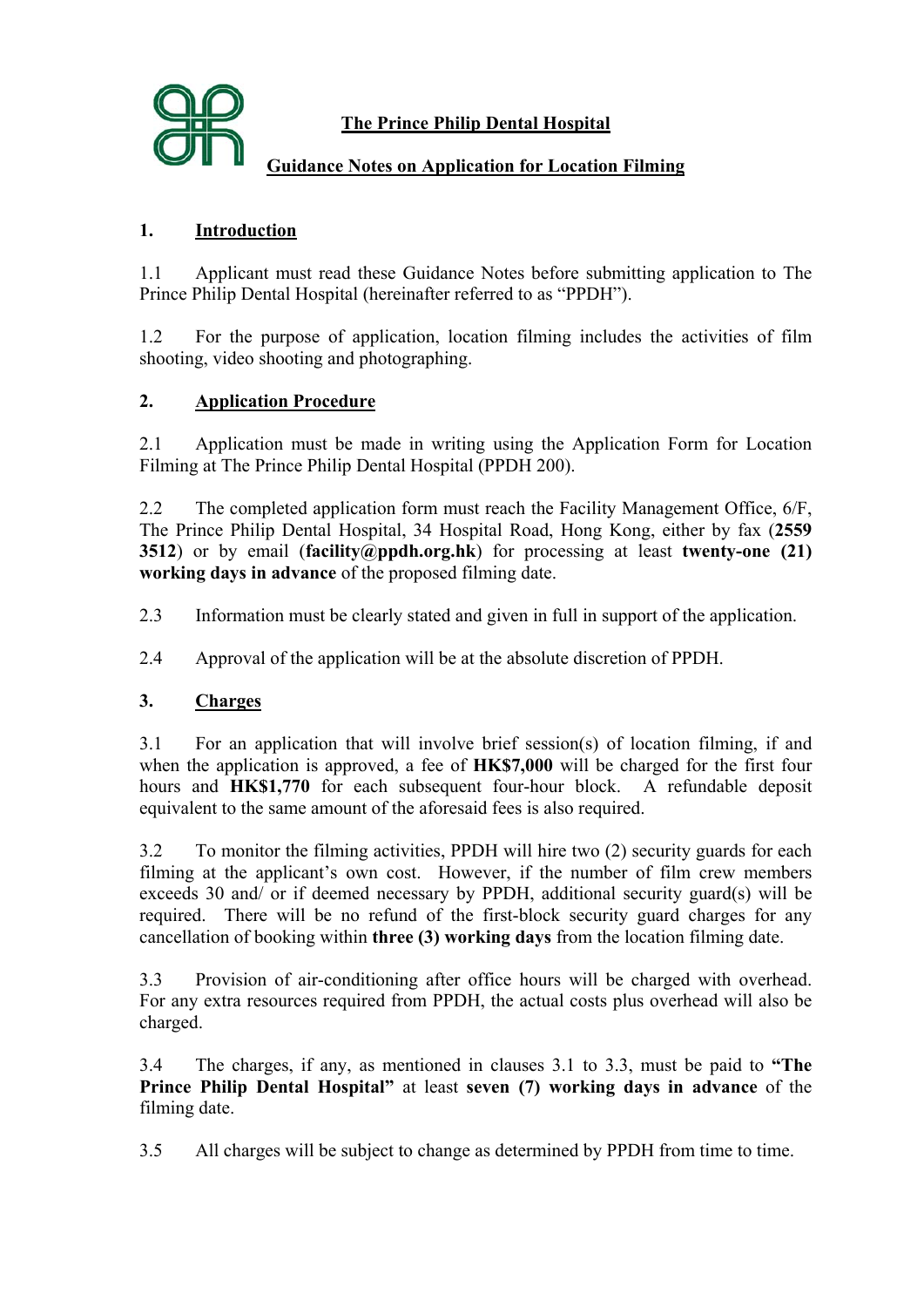**The Prince Philip Dental Hospital**

**Guidance Notes on Application for Location Filming**

## 1. Introduction

1.1 Applicant must read these Guidance Notes before submitting application to The Prince Philip Dental Hospital (hereinafter referred to as "PPDH").

1.2 For the purpose of application, location filming includes the activities of film shooting, video shooting and photographing.

## 2. Application Procedure

2.1 Application must be made in writing using the Application Form for Location Filming at The Prince Philip Dental Hospital (PPDH 200).

2.2 The completed application form must reach the Facility Management Office, 6/F, The Prince Philip Dental Hospital, 34 Hospital Road, Hong Kong, either by fax (**2559 3512**) or by email (**facility@ppdh.org.hk**) for processing at least **twenty-one (21) working days in advance** of the proposed filming date.

2.3 Information must be clearly stated and given in full in support of the application.

2.4 Approval of the application will be at the absolute discretion of PPDH.

## 3. Charges

3.1 For an application that will involve brief session(s) of location filming, if and when the application is approved, a fee of **HK$7,000** will be charged for the first four hours and **HK$1,770** for each subsequent four-hour block. A refundable deposit equivalent to the same amount of the aforesaid fees is also required.

3.2 To monitor the filming activities, PPDH will hire two (2) security guards for each filming at the applicant's own cost. However, if the number of film crew members exceeds 30 and/ or if deemed necessary by PPDH, additional security guard(s) will be required. There will be no refund of the first-block security guard charges for any cancellation of booking within **three (3) working days** from the location filming date.

3.3 Provision of air-conditioning after office hours will be charged with overhead. For any extra resources required from PPDH, the actual costs plus overhead will also be charged.

3.4 The charges, if any, as mentioned in clauses 3.1 to 3.3, must be paid to **"The Prince Philip Dental Hospital"** at least **seven (7) working days in advance** of the filming date.

3.5 All charges will be subject to change as determined by PPDH from time to time.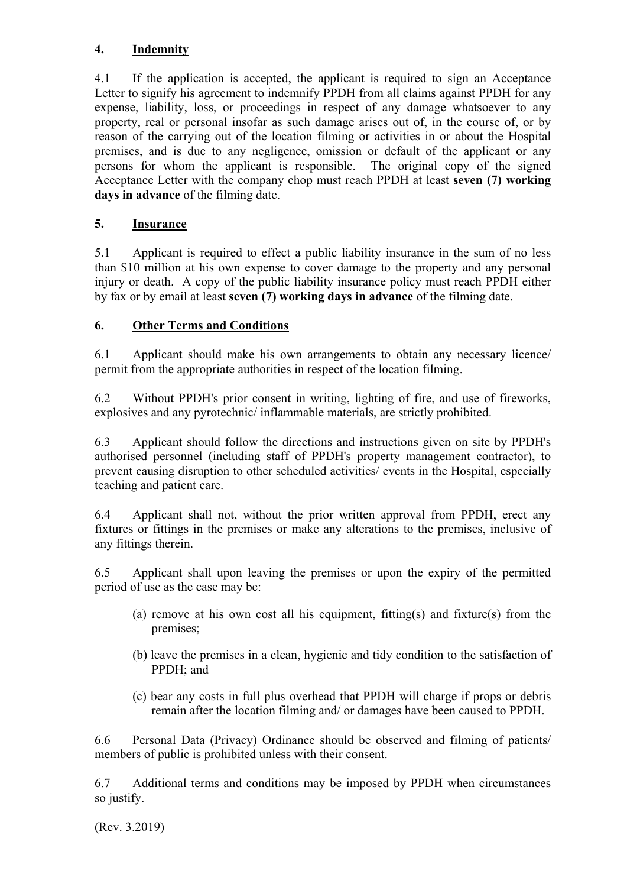## 4. Indemnity

4.1 If the application is accepted, the applicant is required to sign an Acceptance Letter to signify his agreement to indemnify PPDH from all claims against PPDH for any expense, liability, loss, or proceedings in respect of any damage whatsoever to any property, real or personal insofar as such damage arises out of, in the course of, or by reason of the carrying out of the location filming or activities in or about the Hospital premises, and is due to any negligence, omission or default of the applicant or any persons for whom the applicant is responsible. The original copy of the signed Acceptance Letter with the company chop must reach PPDH at least **seven (7) working days in advance** of the filming date.

## 5. Insurance

5.1 Applicant is required to effect a public liability insurance in the sum of no less than $10 million at his own expense to cover damage to the property and any personal injury or death. A copy of the public liability insurance policy must reach PPDH either by fax or by email at least **seven (7) working days in advance** of the filming date.

## 6. Other Terms and Conditions

6.1 Applicant should make his own arrangements to obtain any necessary licence/ permit from the appropriate authorities in respect of the location filming.

6.2 Without PPDH's prior consent in writing, lighting of fire, and use of fireworks, explosives and any pyrotechnic/ inflammable materials, are strictly prohibited.

6.3 Applicant should follow the directions and instructions given on site by PPDH's authorised personnel (including staff of PPDH's property management contractor), to prevent causing disruption to other scheduled activities/ events in the Hospital, especially teaching and patient care.

6.4 Applicant shall not, without the prior written approval from PPDH, erect any fixtures or fittings in the premises or make any alterations to the premises, inclusive of any fittings therein.

6.5 Applicant shall upon leaving the premises or upon the expiry of the permitted period of use as the case may be:

(a) remove at his own cost all his equipment, fitting(s) and fixture(s) from the premises;

(b) leave the premises in a clean, hygienic and tidy condition to the satisfaction of PPDH; and

(c) bear any costs in full plus overhead that PPDH will charge if props or debris remain after the location filming and/ or damages have been caused to PPDH.

6.6 Personal Data (Privacy) Ordinance should be observed and filming of patients/ members of public is prohibited unless with their consent.

6.7 Additional terms and conditions may be imposed by PPDH when circumstances so justify.

(Rev. 3.2019)